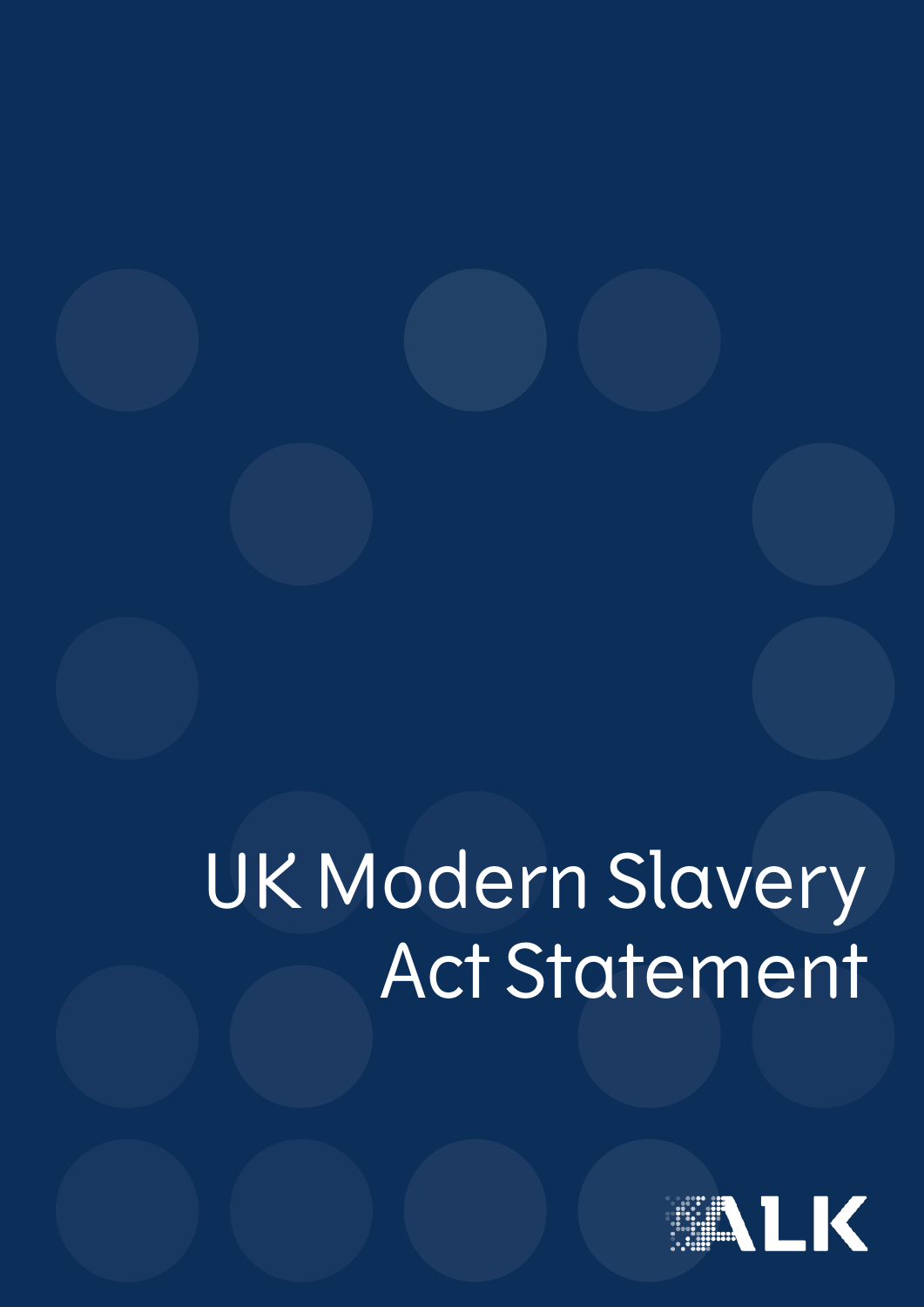# UK Modern Slavery Act Statement

ALK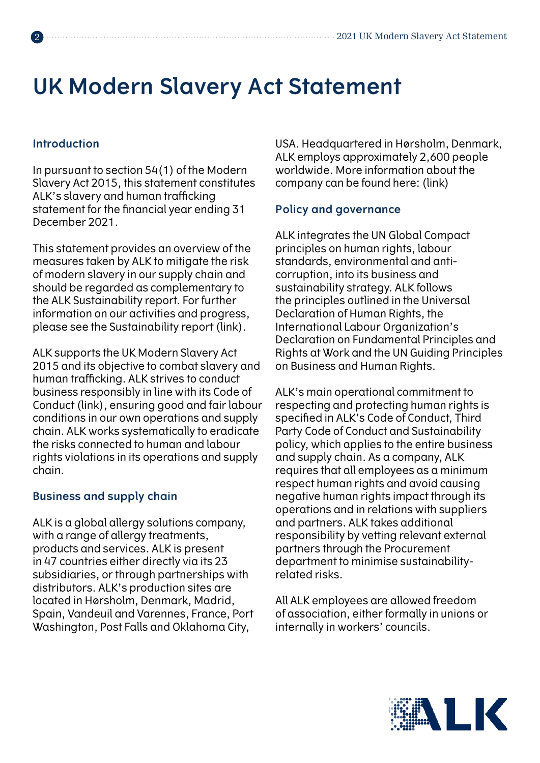# UK Modern Slavery Act Statement

## Introduction

In pursuant to section 54(1) of the Modern Slavery Act 2015, this statement constitutes ALK's slavery and human trafficking statement for the financial year ending 31 December 2021.

This statement provides an overview of the measures taken by ALK to mitigate the risk of modern slavery in our supply chain and should be regarded as complementary to the ALK Sustainability report. For further information on our activities and progress, please see the Sustainability report (link).

ALK supports the UK Modern Slavery Act 2015 and its objective to combat slavery and human trafficking. ALK strives to conduct business responsibly in line with its Code of Conduct (link), ensuring good and fair labour conditions in our own operations and supply chain. ALK works systematically to eradicate the risks connected to human and labour rights violations in its operations and supply chain.

## Business and supply chain

ALK is a global allergy solutions company, with a range of allergy treatments, products and services. ALK is present in 47 countries either directly via its 23 subsidiaries, or through partnerships with distributors. ALK's production sites are located in Hørsholm, Denmark, Madrid, Spain, Vandeuil and Varennes, France, Port Washington, Post Falls and Oklahoma City, USA. Headquartered in Hørsholm, Denmark, ALK employs approximately 2,600 people worldwide. More information about the company can be found here: (link)

## Policy and governance

ALK integrates the UN Global Compact principles on human rights, labour standards, environmental and anti-corruption, into its business and sustainability strategy. ALK follows the principles outlined in the Universal Declaration of Human Rights, the International Labour Organization's Declaration on Fundamental Principles and Rights at Work and the UN Guiding Principles on Business and Human Rights.

ALK's main operational commitment to respecting and protecting human rights is specified in ALK's Code of Conduct, Third Party Code of Conduct and Sustainability policy, which applies to the entire business and supply chain. As a company, ALK requires that all employees as a minimum respect human rights and avoid causing negative human rights impact through its operations and in relations with suppliers and partners. ALK takes additional responsibility by vetting relevant external partners through the Procurement department to minimise sustainability-related risks.

All ALK employees are allowed freedom of association, either formally in unions or internally in workers' councils.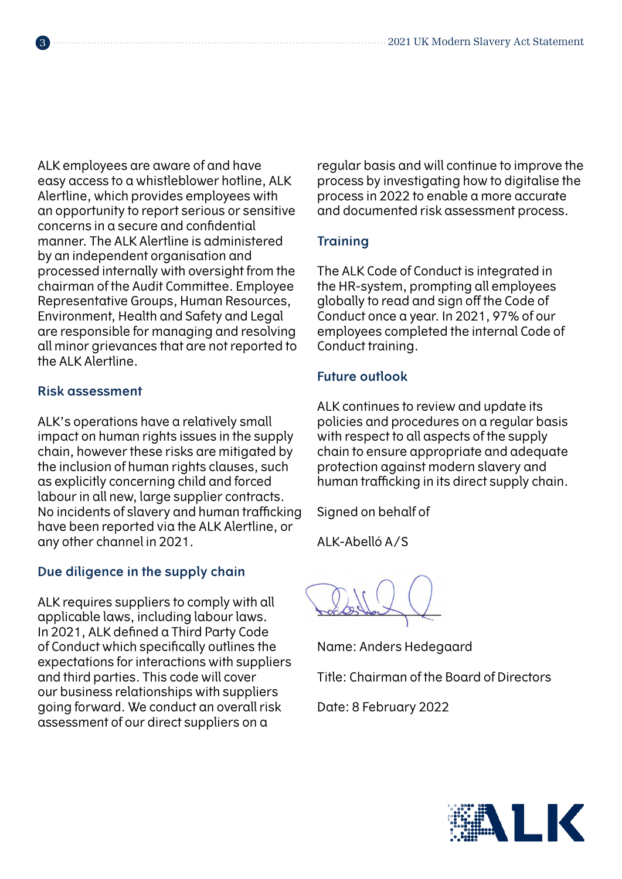ALK employees are aware of and have easy access to a whistleblower hotline, ALK Alertline, which provides employees with an opportunity to report serious or sensitive concerns in a secure and confidential manner. The ALK Alertline is administered by an independent organisation and processed internally with oversight from the chairman of the Audit Committee. Employee Representative Groups, Human Resources, Environment, Health and Safety and Legal are responsible for managing and resolving all minor grievances that are not reported to the ALK Alertline.

### Risk assessment

ALK's operations have a relatively small impact on human rights issues in the supply chain, however these risks are mitigated by the inclusion of human rights clauses, such as explicitly concerning child and forced labour in all new, large supplier contracts. No incidents of slavery and human trafficking have been reported via the ALK Alertline, or any other channel in 2021.

### Due diligence in the supply chain

ALK requires suppliers to comply with all applicable laws, including labour laws. In 2021, ALK defined a Third Party Code of Conduct which specifically outlines the expectations for interactions with suppliers and third parties. This code will cover our business relationships with suppliers going forward. We conduct an overall risk assessment of our direct suppliers on a regular basis and will continue to improve the process by investigating how to digitalise the process in 2022 to enable a more accurate and documented risk assessment process.

### Training

The ALK Code of Conduct is integrated in the HR-system, prompting all employees globally to read and sign off the Code of Conduct once a year. In 2021, 97% of our employees completed the internal Code of Conduct training.

### Future outlook

ALK continues to review and update its policies and procedures on a regular basis with respect to all aspects of the supply chain to ensure appropriate and adequate protection against modern slavery and human trafficking in its direct supply chain.

Signed on behalf of

ALK-Abelló A/S

Name: Anders Hedegaard

Title: Chairman of the Board of Directors

Date: 8 February 2022